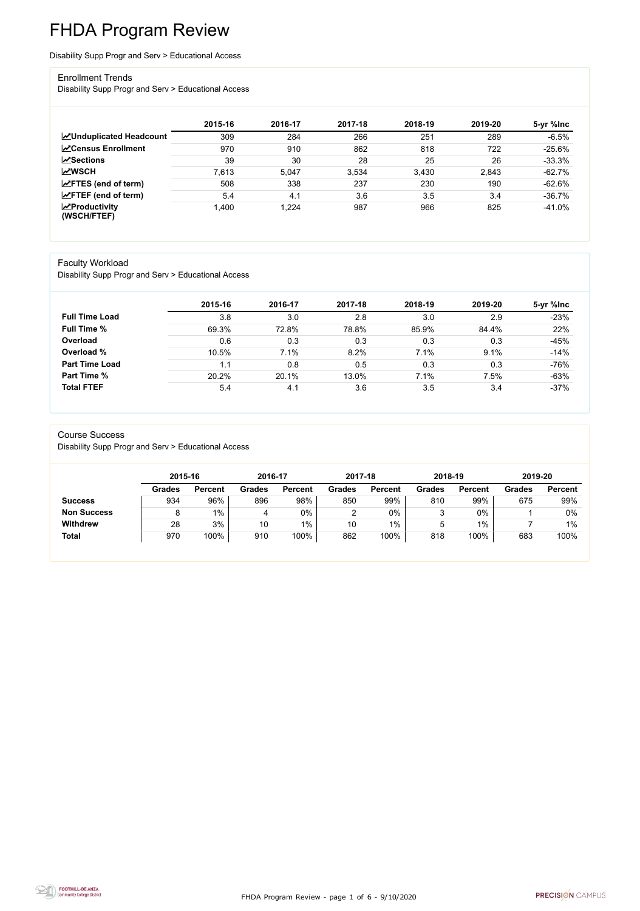# FHDA Program Review

Disability Supp Progr and Serv > Educational Access

## Enrollment Trends

Disability Supp Progr and Serv > Educational Access

| | 2015-16 | 2016-17 | 2017-18 | 2018-19 | 2019-20 | 5-yr %Inc |
|---|---|---|---|---|---|---|
| **Unduplicated Headcount** | 309 | 284 | 266 | 251 | 289 | -6.5% |
| **Census Enrollment** | 970 | 910 | 862 | 818 | 722 | -25.6% |
| **Sections** | 39 | 30 | 28 | 25 | 26 | -33.3% |
| **WSCH** | 7,613 | 5,047 | 3,534 | 3,430 | 2,843 | -62.7% |
| **FTES (end of term)** | 508 | 338 | 237 | 230 | 190 | -62.6% |
| **FTEF (end of term)** | 5.4 | 4.1 | 3.6 | 3.5 | 3.4 | -36.7% |
| **Productivity (WSCH/FTEF)** | 1,400 | 1,224 | 987 | 966 | 825 | -41.0% |

## Faculty Workload

Disability Supp Progr and Serv > Educational Access

| | 2015-16 | 2016-17 | 2017-18 | 2018-19 | 2019-20 | 5-yr %Inc |
|---|---|---|---|---|---|---|
| **Full Time Load** | 3.8 | 3.0 | 2.8 | 3.0 | 2.9 | -23% |
| **Full Time %** | 69.3% | 72.8% | 78.8% | 85.9% | 84.4% | 22% |
| **Overload** | 0.6 | 0.3 | 0.3 | 0.3 | 0.3 | -45% |
| **Overload %** | 10.5% | 7.1% | 8.2% | 7.1% | 9.1% | -14% |
| **Part Time Load** | 1.1 | 0.8 | 0.5 | 0.3 | 0.3 | -76% |
| **Part Time %** | 20.2% | 20.1% | 13.0% | 7.1% | 7.5% | -63% |
| **Total FTEF** | 5.4 | 4.1 | 3.6 | 3.5 | 3.4 | -37% |

## Course Success

Disability Supp Progr and Serv > Educational Access

| | 2015-16 | | 2016-17 | | 2017-18 | | 2018-19 | | 2019-20 | |
|---|---|---|---|---|---|---|---|---|---|---|
| | **Grades** | **Percent** | **Grades** | **Percent** | **Grades** | **Percent** | **Grades** | **Percent** | **Grades** | **Percent** |
| **Success** | 934 | 96% | 896 | 98% | 850 | 99% | 810 | 99% | 675 | 99% |
| **Non Success** | 8 | 1% | 4 | 0% | 2 | 0% | 3 | 0% | 1 | 0% |
| **Withdrew** | 28 | 3% | 10 | 1% | 10 | 1% | 5 | 1% | 7 | 1% |
| **Total** | 970 | 100% | 910 | 100% | 862 | 100% | 818 | 100% | 683 | 100% |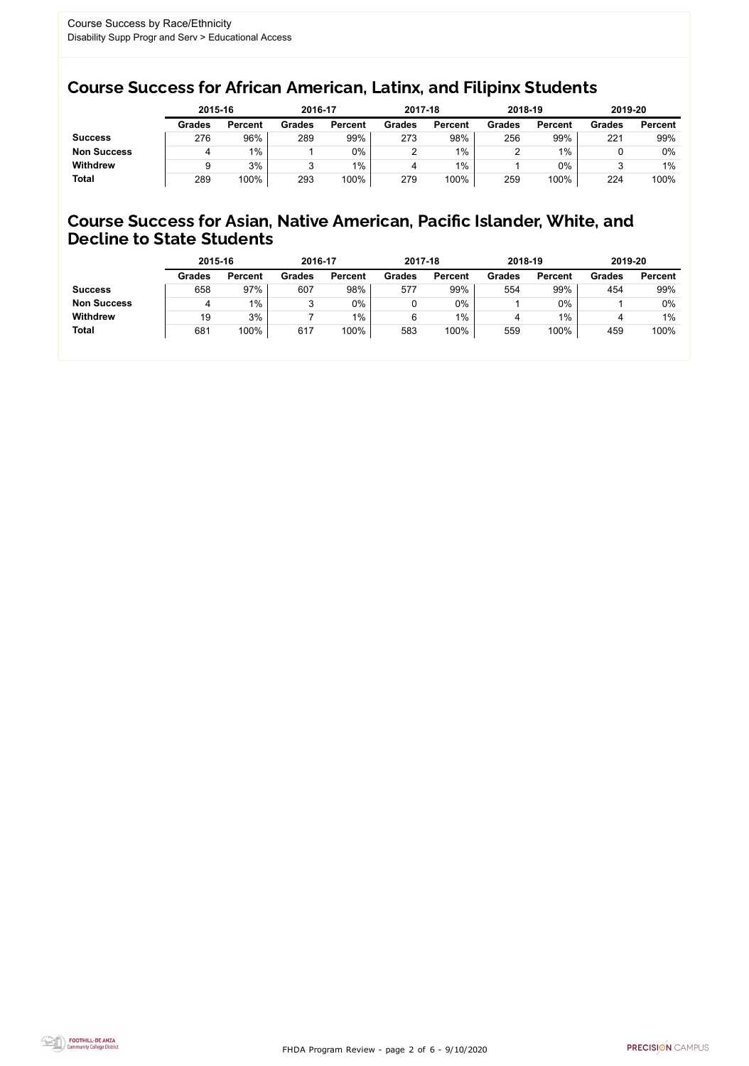Course Success by Race/Ethnicity
Disability Supp Progr and Serv > Educational Access

## Course Success for African American, Latinx, and Filipinx Students

| | 2015-16 | | 2016-17 | | 2017-18 | | 2018-19 | | 2019-20 | |
|---|---|---|---|---|---|---|---|---|---|---|
| | **Grades** | **Percent** | **Grades** | **Percent** | **Grades** | **Percent** | **Grades** | **Percent** | **Grades** | **Percent** |
| **Success** | 276 | 96% | 289 | 99% | 273 | 98% | 256 | 99% | 221 | 99% |
| **Non Success** | 4 | 1% | 1 | 0% | 2 | 1% | 2 | 1% | 0 | 0% |
| **Withdrew** | 9 | 3% | 3 | 1% | 4 | 1% | 1 | 0% | 3 | 1% |
| **Total** | 289 | 100% | 293 | 100% | 279 | 100% | 259 | 100% | 224 | 100% |

## Course Success for Asian, Native American, Pacific Islander, White, and Decline to State Students

| | 2015-16 | | 2016-17 | | 2017-18 | | 2018-19 | | 2019-20 | |
|---|---|---|---|---|---|---|---|---|---|---|
| | **Grades** | **Percent** | **Grades** | **Percent** | **Grades** | **Percent** | **Grades** | **Percent** | **Grades** | **Percent** |
| **Success** | 658 | 97% | 607 | 98% | 577 | 99% | 554 | 99% | 454 | 99% |
| **Non Success** | 4 | 1% | 3 | 0% | 0 | 0% | 1 | 0% | 1 | 0% |
| **Withdrew** | 19 | 3% | 7 | 1% | 6 | 1% | 4 | 1% | 4 | 1% |
| **Total** | 681 | 100% | 617 | 100% | 583 | 100% | 559 | 100% | 459 | 100% |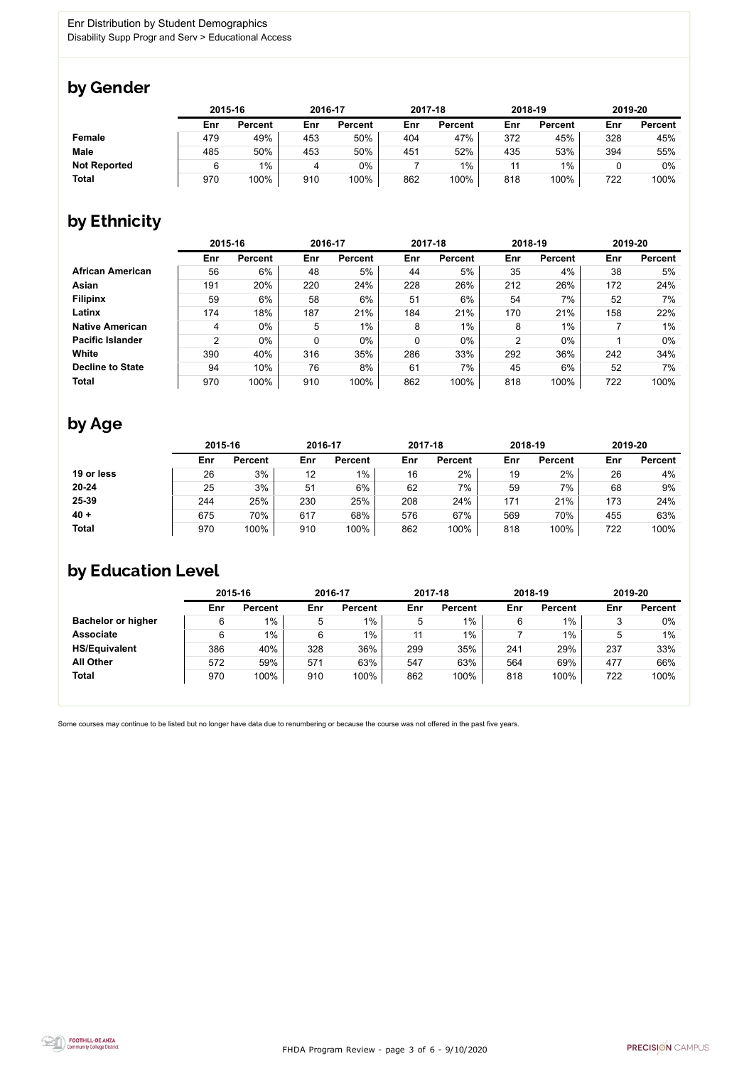Enr Distribution by Student Demographics
Disability Supp Progr and Serv > Educational Access

## by Gender

| | 2015-16 | | 2016-17 | | 2017-18 | | 2018-19 | | 2019-20 | |
|---|---|---|---|---|---|---|---|---|---|---|
| | Enr | Percent | Enr | Percent | Enr | Percent | Enr | Percent | Enr | Percent |
| **Female** | 479 | 49% | 453 | 50% | 404 | 47% | 372 | 45% | 328 | 45% |
| **Male** | 485 | 50% | 453 | 50% | 451 | 52% | 435 | 53% | 394 | 55% |
| **Not Reported** | 6 | 1% | 4 | 0% | 7 | 1% | 11 | 1% | 0 | 0% |
| **Total** | 970 | 100% | 910 | 100% | 862 | 100% | 818 | 100% | 722 | 100% |

## by Ethnicity

| | 2015-16 | | 2016-17 | | 2017-18 | | 2018-19 | | 2019-20 | |
|---|---|---|---|---|---|---|---|---|---|---|
| | Enr | Percent | Enr | Percent | Enr | Percent | Enr | Percent | Enr | Percent |
| **African American** | 56 | 6% | 48 | 5% | 44 | 5% | 35 | 4% | 38 | 5% |
| **Asian** | 191 | 20% | 220 | 24% | 228 | 26% | 212 | 26% | 172 | 24% |
| **Filipinx** | 59 | 6% | 58 | 6% | 51 | 6% | 54 | 7% | 52 | 7% |
| **Latinx** | 174 | 18% | 187 | 21% | 184 | 21% | 170 | 21% | 158 | 22% |
| **Native American** | 4 | 0% | 5 | 1% | 8 | 1% | 8 | 1% | 7 | 1% |
| **Pacific Islander** | 2 | 0% | 0 | 0% | 0 | 0% | 2 | 0% | 1 | 0% |
| **White** | 390 | 40% | 316 | 35% | 286 | 33% | 292 | 36% | 242 | 34% |
| **Decline to State** | 94 | 10% | 76 | 8% | 61 | 7% | 45 | 6% | 52 | 7% |
| **Total** | 970 | 100% | 910 | 100% | 862 | 100% | 818 | 100% | 722 | 100% |

## by Age

| | 2015-16 | | 2016-17 | | 2017-18 | | 2018-19 | | 2019-20 | |
|---|---|---|---|---|---|---|---|---|---|---|
| | Enr | Percent | Enr | Percent | Enr | Percent | Enr | Percent | Enr | Percent |
| **19 or less** | 26 | 3% | 12 | 1% | 16 | 2% | 19 | 2% | 26 | 4% |
| **20-24** | 25 | 3% | 51 | 6% | 62 | 7% | 59 | 7% | 68 | 9% |
| **25-39** | 244 | 25% | 230 | 25% | 208 | 24% | 171 | 21% | 173 | 24% |
| **40 +** | 675 | 70% | 617 | 68% | 576 | 67% | 569 | 70% | 455 | 63% |
| **Total** | 970 | 100% | 910 | 100% | 862 | 100% | 818 | 100% | 722 | 100% |

## by Education Level

| | 2015-16 | | 2016-17 | | 2017-18 | | 2018-19 | | 2019-20 | |
|---|---|---|---|---|---|---|---|---|---|---|
| | Enr | Percent | Enr | Percent | Enr | Percent | Enr | Percent | Enr | Percent |
| **Bachelor or higher** | 6 | 1% | 5 | 1% | 5 | 1% | 6 | 1% | 3 | 0% |
| **Associate** | 6 | 1% | 6 | 1% | 11 | 1% | 7 | 1% | 5 | 1% |
| **HS/Equivalent** | 386 | 40% | 328 | 36% | 299 | 35% | 241 | 29% | 237 | 33% |
| **All Other** | 572 | 59% | 571 | 63% | 547 | 63% | 564 | 69% | 477 | 66% |
| **Total** | 970 | 100% | 910 | 100% | 862 | 100% | 818 | 100% | 722 | 100% |

Some courses may continue to be listed but no longer have data due to renumbering or because the course was not offered in the past five years.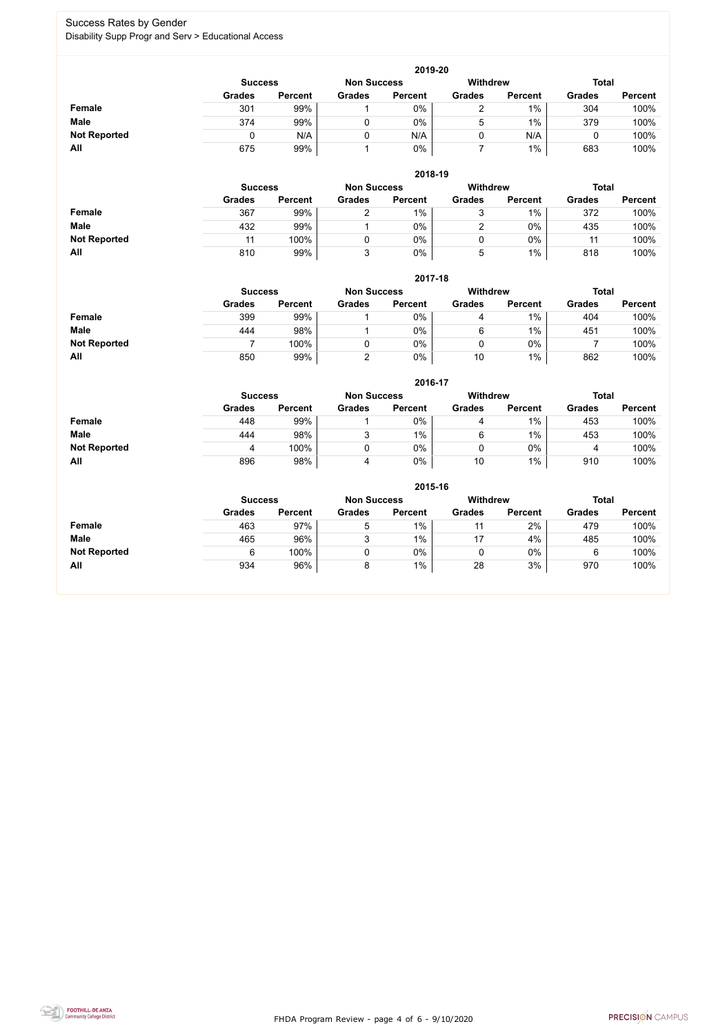# Success Rates by Gender

Disability Supp Progr and Serv > Educational Access

### 2019-20

| | Success | | Non Success | | Withdrew | | Total | |
|---|---|---|---|---|---|---|---|---|
| | Grades | Percent | Grades | Percent | Grades | Percent | Grades | Percent |
| **Female** | 301 | 99% | 1 | 0% | 2 | 1% | 304 | 100% |
| **Male** | 374 | 99% | 0 | 0% | 5 | 1% | 379 | 100% |
| **Not Reported** | 0 | N/A | 0 | N/A | 0 | N/A | 0 | 100% |
| **All** | 675 | 99% | 1 | 0% | 7 | 1% | 683 | 100% |

### 2018-19

| | Success | | Non Success | | Withdrew | | Total | |
|---|---|---|---|---|---|---|---|---|
| | Grades | Percent | Grades | Percent | Grades | Percent | Grades | Percent |
| **Female** | 367 | 99% | 2 | 1% | 3 | 1% | 372 | 100% |
| **Male** | 432 | 99% | 1 | 0% | 2 | 0% | 435 | 100% |
| **Not Reported** | 11 | 100% | 0 | 0% | 0 | 0% | 11 | 100% |
| **All** | 810 | 99% | 3 | 0% | 5 | 1% | 818 | 100% |

### 2017-18

| | Success | | Non Success | | Withdrew | | Total | |
|---|---|---|---|---|---|---|---|---|
| | Grades | Percent | Grades | Percent | Grades | Percent | Grades | Percent |
| **Female** | 399 | 99% | 1 | 0% | 4 | 1% | 404 | 100% |
| **Male** | 444 | 98% | 1 | 0% | 6 | 1% | 451 | 100% |
| **Not Reported** | 7 | 100% | 0 | 0% | 0 | 0% | 7 | 100% |
| **All** | 850 | 99% | 2 | 0% | 10 | 1% | 862 | 100% |

### 2016-17

| | Success | | Non Success | | Withdrew | | Total | |
|---|---|---|---|---|---|---|---|---|
| | Grades | Percent | Grades | Percent | Grades | Percent | Grades | Percent |
| **Female** | 448 | 99% | 1 | 0% | 4 | 1% | 453 | 100% |
| **Male** | 444 | 98% | 3 | 1% | 6 | 1% | 453 | 100% |
| **Not Reported** | 4 | 100% | 0 | 0% | 0 | 0% | 4 | 100% |
| **All** | 896 | 98% | 4 | 0% | 10 | 1% | 910 | 100% |

### 2015-16

| | Success | | Non Success | | Withdrew | | Total | |
|---|---|---|---|---|---|---|---|---|
| | Grades | Percent | Grades | Percent | Grades | Percent | Grades | Percent |
| **Female** | 463 | 97% | 5 | 1% | 11 | 2% | 479 | 100% |
| **Male** | 465 | 96% | 3 | 1% | 17 | 4% | 485 | 100% |
| **Not Reported** | 6 | 100% | 0 | 0% | 0 | 0% | 6 | 100% |
| **All** | 934 | 96% | 8 | 1% | 28 | 3% | 970 | 100% |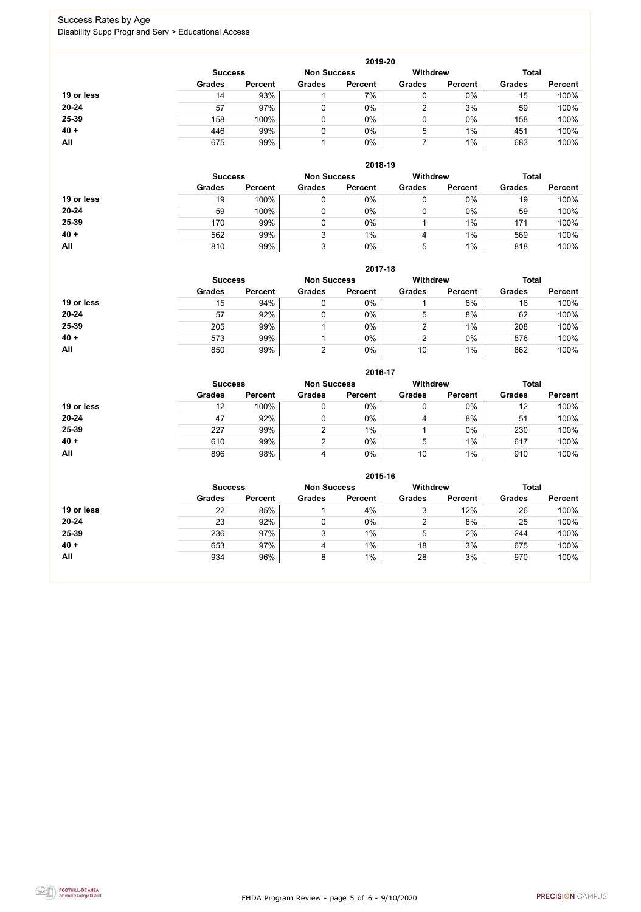# Success Rates by Age

Disability Supp Progr and Serv > Educational Access

### 2019-20

| | Success | | Non Success | | Withdrew | | Total | |
|---|---|---|---|---|---|---|---|---|
| | Grades | Percent | Grades | Percent | Grades | Percent | Grades | Percent |
| 19 or less | 14 | 93% | 1 | 7% | 0 | 0% | 15 | 100% |
| 20-24 | 57 | 97% | 0 | 0% | 2 | 3% | 59 | 100% |
| 25-39 | 158 | 100% | 0 | 0% | 0 | 0% | 158 | 100% |
| 40 + | 446 | 99% | 0 | 0% | 5 | 1% | 451 | 100% |
| All | 675 | 99% | 1 | 0% | 7 | 1% | 683 | 100% |

### 2018-19

| | Success | | Non Success | | Withdrew | | Total | |
|---|---|---|---|---|---|---|---|---|
| | Grades | Percent | Grades | Percent | Grades | Percent | Grades | Percent |
| 19 or less | 19 | 100% | 0 | 0% | 0 | 0% | 19 | 100% |
| 20-24 | 59 | 100% | 0 | 0% | 0 | 0% | 59 | 100% |
| 25-39 | 170 | 99% | 0 | 0% | 1 | 1% | 171 | 100% |
| 40 + | 562 | 99% | 3 | 1% | 4 | 1% | 569 | 100% |
| All | 810 | 99% | 3 | 0% | 5 | 1% | 818 | 100% |

### 2017-18

| | Success | | Non Success | | Withdrew | | Total | |
|---|---|---|---|---|---|---|---|---|
| | Grades | Percent | Grades | Percent | Grades | Percent | Grades | Percent |
| 19 or less | 15 | 94% | 0 | 0% | 1 | 6% | 16 | 100% |
| 20-24 | 57 | 92% | 0 | 0% | 5 | 8% | 62 | 100% |
| 25-39 | 205 | 99% | 1 | 0% | 2 | 1% | 208 | 100% |
| 40 + | 573 | 99% | 1 | 0% | 2 | 0% | 576 | 100% |
| All | 850 | 99% | 2 | 0% | 10 | 1% | 862 | 100% |

### 2016-17

| | Success | | Non Success | | Withdrew | | Total | |
|---|---|---|---|---|---|---|---|---|
| | Grades | Percent | Grades | Percent | Grades | Percent | Grades | Percent |
| 19 or less | 12 | 100% | 0 | 0% | 0 | 0% | 12 | 100% |
| 20-24 | 47 | 92% | 0 | 0% | 4 | 8% | 51 | 100% |
| 25-39 | 227 | 99% | 2 | 1% | 1 | 0% | 230 | 100% |
| 40 + | 610 | 99% | 2 | 0% | 5 | 1% | 617 | 100% |
| All | 896 | 98% | 4 | 0% | 10 | 1% | 910 | 100% |

### 2015-16

| | Success | | Non Success | | Withdrew | | Total | |
|---|---|---|---|---|---|---|---|---|
| | Grades | Percent | Grades | Percent | Grades | Percent | Grades | Percent |
| 19 or less | 22 | 85% | 1 | 4% | 3 | 12% | 26 | 100% |
| 20-24 | 23 | 92% | 0 | 0% | 2 | 8% | 25 | 100% |
| 25-39 | 236 | 97% | 3 | 1% | 5 | 2% | 244 | 100% |
| 40 + | 653 | 97% | 4 | 1% | 18 | 3% | 675 | 100% |
| All | 934 | 96% | 8 | 1% | 28 | 3% | 970 | 100% |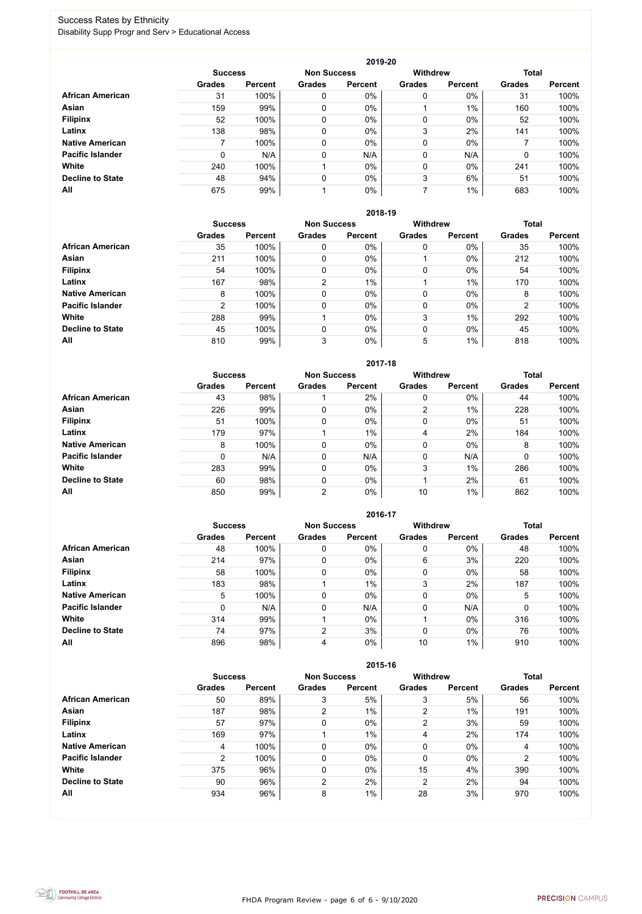# Success Rates by Ethnicity

Disability Supp Progr and Serv > Educational Access

**2019-20**

| | Success | | Non Success | | Withdrew | | Total | |
|---|---|---|---|---|---|---|---|---|
| | Grades | Percent | Grades | Percent | Grades | Percent | Grades | Percent |
| **African American** | 31 | 100% | 0 | 0% | 0 | 0% | 31 | 100% |
| **Asian** | 159 | 99% | 0 | 0% | 1 | 1% | 160 | 100% |
| **Filipinx** | 52 | 100% | 0 | 0% | 0 | 0% | 52 | 100% |
| **Latinx** | 138 | 98% | 0 | 0% | 3 | 2% | 141 | 100% |
| **Native American** | 7 | 100% | 0 | 0% | 0 | 0% | 7 | 100% |
| **Pacific Islander** | 0 | N/A | 0 | N/A | 0 | N/A | 0 | 100% |
| **White** | 240 | 100% | 1 | 0% | 0 | 0% | 241 | 100% |
| **Decline to State** | 48 | 94% | 0 | 0% | 3 | 6% | 51 | 100% |
| **All** | 675 | 99% | 1 | 0% | 7 | 1% | 683 | 100% |

**2018-19**

| | Success | | Non Success | | Withdrew | | Total | |
|---|---|---|---|---|---|---|---|---|
| | Grades | Percent | Grades | Percent | Grades | Percent | Grades | Percent |
| **African American** | 35 | 100% | 0 | 0% | 0 | 0% | 35 | 100% |
| **Asian** | 211 | 100% | 0 | 0% | 1 | 0% | 212 | 100% |
| **Filipinx** | 54 | 100% | 0 | 0% | 0 | 0% | 54 | 100% |
| **Latinx** | 167 | 98% | 2 | 1% | 1 | 1% | 170 | 100% |
| **Native American** | 8 | 100% | 0 | 0% | 0 | 0% | 8 | 100% |
| **Pacific Islander** | 2 | 100% | 0 | 0% | 0 | 0% | 2 | 100% |
| **White** | 288 | 99% | 1 | 0% | 3 | 1% | 292 | 100% |
| **Decline to State** | 45 | 100% | 0 | 0% | 0 | 0% | 45 | 100% |
| **All** | 810 | 99% | 3 | 0% | 5 | 1% | 818 | 100% |

**2017-18**

| | Success | | Non Success | | Withdrew | | Total | |
|---|---|---|---|---|---|---|---|---|
| | Grades | Percent | Grades | Percent | Grades | Percent | Grades | Percent |
| **African American** | 43 | 98% | 1 | 2% | 0 | 0% | 44 | 100% |
| **Asian** | 226 | 99% | 0 | 0% | 2 | 1% | 228 | 100% |
| **Filipinx** | 51 | 100% | 0 | 0% | 0 | 0% | 51 | 100% |
| **Latinx** | 179 | 97% | 1 | 1% | 4 | 2% | 184 | 100% |
| **Native American** | 8 | 100% | 0 | 0% | 0 | 0% | 8 | 100% |
| **Pacific Islander** | 0 | N/A | 0 | N/A | 0 | N/A | 0 | 100% |
| **White** | 283 | 99% | 0 | 0% | 3 | 1% | 286 | 100% |
| **Decline to State** | 60 | 98% | 0 | 0% | 1 | 2% | 61 | 100% |
| **All** | 850 | 99% | 2 | 0% | 10 | 1% | 862 | 100% |

**2016-17**

| | Success | | Non Success | | Withdrew | | Total | |
|---|---|---|---|---|---|---|---|---|
| | Grades | Percent | Grades | Percent | Grades | Percent | Grades | Percent |
| **African American** | 48 | 100% | 0 | 0% | 0 | 0% | 48 | 100% |
| **Asian** | 214 | 97% | 0 | 0% | 6 | 3% | 220 | 100% |
| **Filipinx** | 58 | 100% | 0 | 0% | 0 | 0% | 58 | 100% |
| **Latinx** | 183 | 98% | 1 | 1% | 3 | 2% | 187 | 100% |
| **Native American** | 5 | 100% | 0 | 0% | 0 | 0% | 5 | 100% |
| **Pacific Islander** | 0 | N/A | 0 | N/A | 0 | N/A | 0 | 100% |
| **White** | 314 | 99% | 1 | 0% | 1 | 0% | 316 | 100% |
| **Decline to State** | 74 | 97% | 2 | 3% | 0 | 0% | 76 | 100% |
| **All** | 896 | 98% | 4 | 0% | 10 | 1% | 910 | 100% |

**2015-16**

| | Success | | Non Success | | Withdrew | | Total | |
|---|---|---|---|---|---|---|---|---|
| | Grades | Percent | Grades | Percent | Grades | Percent | Grades | Percent |
| **African American** | 50 | 89% | 3 | 5% | 3 | 5% | 56 | 100% |
| **Asian** | 187 | 98% | 2 | 1% | 2 | 1% | 191 | 100% |
| **Filipinx** | 57 | 97% | 0 | 0% | 2 | 3% | 59 | 100% |
| **Latinx** | 169 | 97% | 1 | 1% | 4 | 2% | 174 | 100% |
| **Native American** | 4 | 100% | 0 | 0% | 0 | 0% | 4 | 100% |
| **Pacific Islander** | 2 | 100% | 0 | 0% | 0 | 0% | 2 | 100% |
| **White** | 375 | 96% | 0 | 0% | 15 | 4% | 390 | 100% |
| **Decline to State** | 90 | 96% | 2 | 2% | 2 | 2% | 94 | 100% |
| **All** | 934 | 96% | 8 | 1% | 28 | 3% | 970 | 100% |